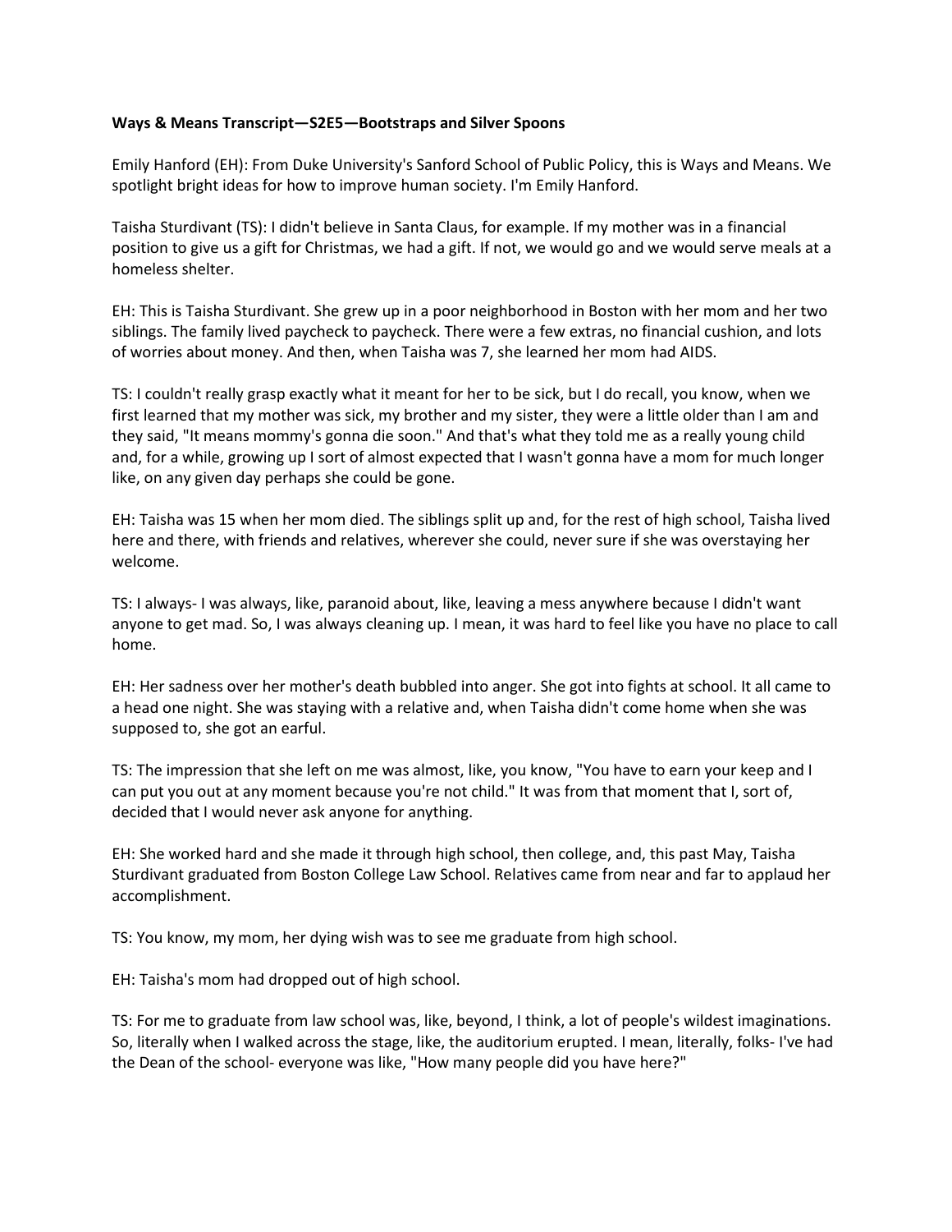**Ways & Means Transcript—S2E5—Bootstraps and Silver Spoons**

Emily Hanford (EH): From Duke University's Sanford School of Public Policy, this is Ways and Means. We spotlight bright ideas for how to improve human society. I'm Emily Hanford.

Taisha Sturdivant (TS): I didn't believe in Santa Claus, for example. If my mother was in a financial position to give us a gift for Christmas, we had a gift. If not, we would go and we would serve meals at a homeless shelter.

EH: This is Taisha Sturdivant. She grew up in a poor neighborhood in Boston with her mom and her two siblings. The family lived paycheck to paycheck. There were a few extras, no financial cushion, and lots of worries about money. And then, when Taisha was 7, she learned her mom had AIDS.

TS: I couldn't really grasp exactly what it meant for her to be sick, but I do recall, you know, when we first learned that my mother was sick, my brother and my sister, they were a little older than I am and they said, "It means mommy's gonna die soon." And that's what they told me as a really young child and, for a while, growing up I sort of almost expected that I wasn't gonna have a mom for much longer like, on any given day perhaps she could be gone.

EH: Taisha was 15 when her mom died. The siblings split up and, for the rest of high school, Taisha lived here and there, with friends and relatives, wherever she could, never sure if she was overstaying her welcome.

TS: I always- I was always, like, paranoid about, like, leaving a mess anywhere because I didn't want anyone to get mad. So, I was always cleaning up. I mean, it was hard to feel like you have no place to call home.

EH: Her sadness over her mother's death bubbled into anger. She got into fights at school. It all came to a head one night. She was staying with a relative and, when Taisha didn't come home when she was supposed to, she got an earful.

TS: The impression that she left on me was almost, like, you know, "You have to earn your keep and I can put you out at any moment because you're not child." It was from that moment that I, sort of, decided that I would never ask anyone for anything.

EH: She worked hard and she made it through high school, then college, and, this past May, Taisha Sturdivant graduated from Boston College Law School. Relatives came from near and far to applaud her accomplishment.

TS: You know, my mom, her dying wish was to see me graduate from high school.

EH: Taisha's mom had dropped out of high school.

TS: For me to graduate from law school was, like, beyond, I think, a lot of people's wildest imaginations. So, literally when I walked across the stage, like, the auditorium erupted. I mean, literally, folks- I've had the Dean of the school- everyone was like, "How many people did you have here?"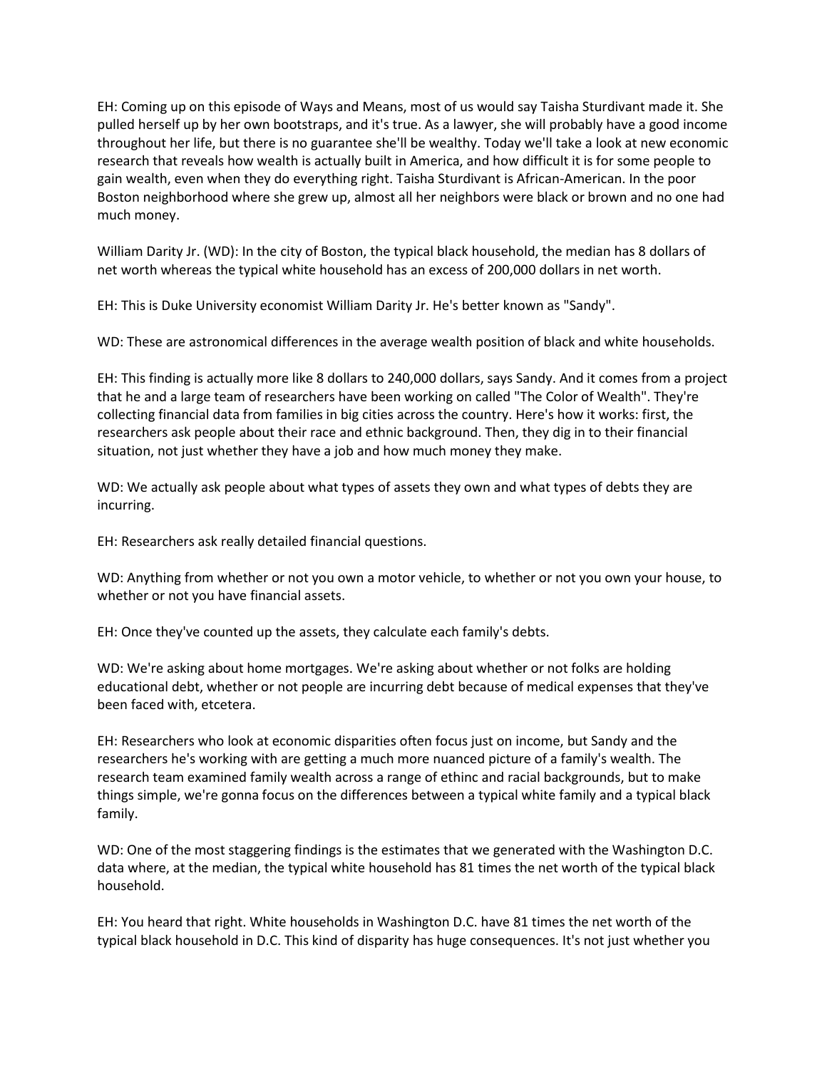EH: Coming up on this episode of Ways and Means, most of us would say Taisha Sturdivant made it. She pulled herself up by her own bootstraps, and it's true. As a lawyer, she will probably have a good income throughout her life, but there is no guarantee she'll be wealthy. Today we'll take a look at new economic research that reveals how wealth is actually built in America, and how difficult it is for some people to gain wealth, even when they do everything right. Taisha Sturdivant is African-American. In the poor Boston neighborhood where she grew up, almost all her neighbors were black or brown and no one had much money.

William Darity Jr. (WD): In the city of Boston, the typical black household, the median has 8 dollars of net worth whereas the typical white household has an excess of 200,000 dollars in net worth.

EH: This is Duke University economist William Darity Jr. He's better known as "Sandy".

WD: These are astronomical differences in the average wealth position of black and white households.

EH: This finding is actually more like 8 dollars to 240,000 dollars, says Sandy. And it comes from a project that he and a large team of researchers have been working on called "The Color of Wealth". They're collecting financial data from families in big cities across the country. Here's how it works: first, the researchers ask people about their race and ethnic background. Then, they dig in to their financial situation, not just whether they have a job and how much money they make.

WD: We actually ask people about what types of assets they own and what types of debts they are incurring.

EH: Researchers ask really detailed financial questions.

WD: Anything from whether or not you own a motor vehicle, to whether or not you own your house, to whether or not you have financial assets.

EH: Once they've counted up the assets, they calculate each family's debts.

WD: We're asking about home mortgages. We're asking about whether or not folks are holding educational debt, whether or not people are incurring debt because of medical expenses that they've been faced with, etcetera.

EH: Researchers who look at economic disparities often focus just on income, but Sandy and the researchers he's working with are getting a much more nuanced picture of a family's wealth. The research team examined family wealth across a range of ethinc and racial backgrounds, but to make things simple, we're gonna focus on the differences between a typical white family and a typical black family.

WD: One of the most staggering findings is the estimates that we generated with the Washington D.C. data where, at the median, the typical white household has 81 times the net worth of the typical black household.

EH: You heard that right. White households in Washington D.C. have 81 times the net worth of the typical black household in D.C. This kind of disparity has huge consequences. It's not just whether you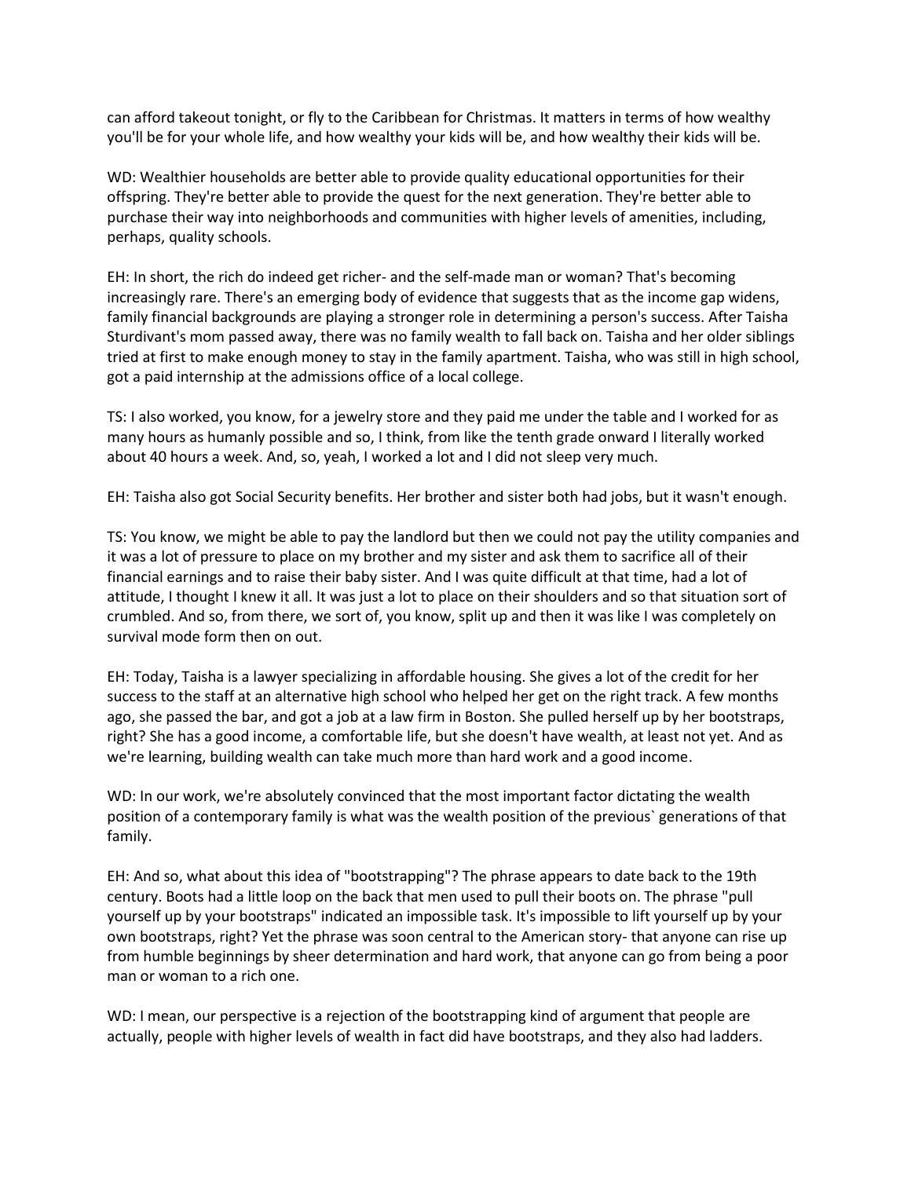can afford takeout tonight, or fly to the Caribbean for Christmas. It matters in terms of how wealthy you'll be for your whole life, and how wealthy your kids will be, and how wealthy their kids will be.

WD: Wealthier households are better able to provide quality educational opportunities for their offspring. They're better able to provide the quest for the next generation. They're better able to purchase their way into neighborhoods and communities with higher levels of amenities, including, perhaps, quality schools.

EH: In short, the rich do indeed get richer- and the self-made man or woman? That's becoming increasingly rare. There's an emerging body of evidence that suggests that as the income gap widens, family financial backgrounds are playing a stronger role in determining a person's success. After Taisha Sturdivant's mom passed away, there was no family wealth to fall back on. Taisha and her older siblings tried at first to make enough money to stay in the family apartment. Taisha, who was still in high school, got a paid internship at the admissions office of a local college.

TS: I also worked, you know, for a jewelry store and they paid me under the table and I worked for as many hours as humanly possible and so, I think, from like the tenth grade onward I literally worked about 40 hours a week. And, so, yeah, I worked a lot and I did not sleep very much.

EH: Taisha also got Social Security benefits. Her brother and sister both had jobs, but it wasn't enough.

TS: You know, we might be able to pay the landlord but then we could not pay the utility companies and it was a lot of pressure to place on my brother and my sister and ask them to sacrifice all of their financial earnings and to raise their baby sister. And I was quite difficult at that time, had a lot of attitude, I thought I knew it all. It was just a lot to place on their shoulders and so that situation sort of crumbled. And so, from there, we sort of, you know, split up and then it was like I was completely on survival mode form then on out.

EH: Today, Taisha is a lawyer specializing in affordable housing. She gives a lot of the credit for her success to the staff at an alternative high school who helped her get on the right track. A few months ago, she passed the bar, and got a job at a law firm in Boston. She pulled herself up by her bootstraps, right? She has a good income, a comfortable life, but she doesn't have wealth, at least not yet. And as we're learning, building wealth can take much more than hard work and a good income.

WD: In our work, we're absolutely convinced that the most important factor dictating the wealth position of a contemporary family is what was the wealth position of the previous` generations of that family.

EH: And so, what about this idea of "bootstrapping"? The phrase appears to date back to the 19th century. Boots had a little loop on the back that men used to pull their boots on. The phrase "pull yourself up by your bootstraps" indicated an impossible task. It's impossible to lift yourself up by your own bootstraps, right? Yet the phrase was soon central to the American story- that anyone can rise up from humble beginnings by sheer determination and hard work, that anyone can go from being a poor man or woman to a rich one.

WD: I mean, our perspective is a rejection of the bootstrapping kind of argument that people are actually, people with higher levels of wealth in fact did have bootstraps, and they also had ladders.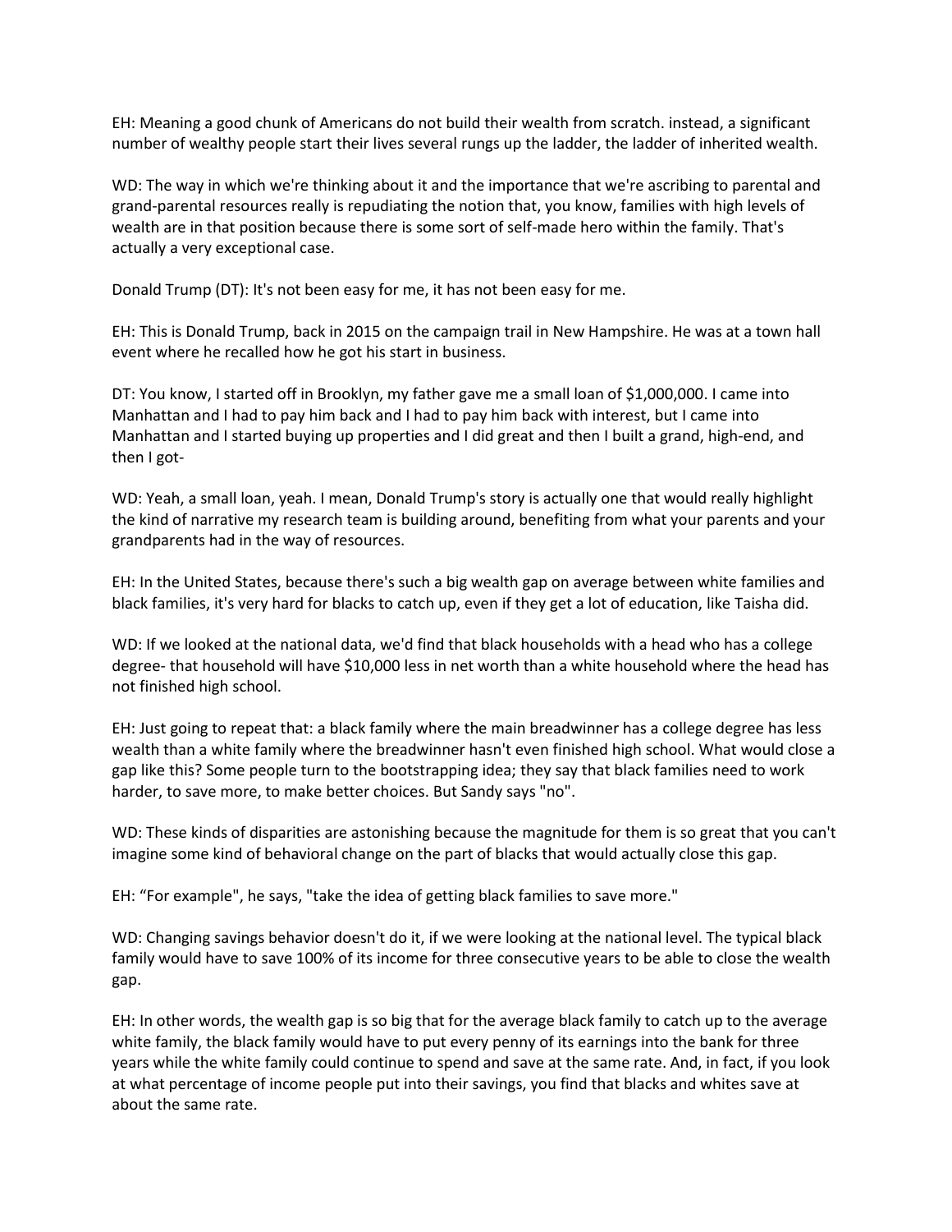EH: Meaning a good chunk of Americans do not build their wealth from scratch. instead, a significant number of wealthy people start their lives several rungs up the ladder, the ladder of inherited wealth.

WD: The way in which we're thinking about it and the importance that we're ascribing to parental and grand-parental resources really is repudiating the notion that, you know, families with high levels of wealth are in that position because there is some sort of self-made hero within the family. That's actually a very exceptional case.

Donald Trump (DT): It's not been easy for me, it has not been easy for me.

EH: This is Donald Trump, back in 2015 on the campaign trail in New Hampshire. He was at a town hall event where he recalled how he got his start in business.

DT: You know, I started off in Brooklyn, my father gave me a small loan of $1,000,000. I came into Manhattan and I had to pay him back and I had to pay him back with interest, but I came into Manhattan and I started buying up properties and I did great and then I built a grand, high-end, and then I got-

WD: Yeah, a small loan, yeah. I mean, Donald Trump's story is actually one that would really highlight the kind of narrative my research team is building around, benefiting from what your parents and your grandparents had in the way of resources.

EH: In the United States, because there's such a big wealth gap on average between white families and black families, it's very hard for blacks to catch up, even if they get a lot of education, like Taisha did.

WD: If we looked at the national data, we'd find that black households with a head who has a college degree- that household will have $10,000 less in net worth than a white household where the head has not finished high school.

EH: Just going to repeat that: a black family where the main breadwinner has a college degree has less wealth than a white family where the breadwinner hasn't even finished high school. What would close a gap like this? Some people turn to the bootstrapping idea; they say that black families need to work harder, to save more, to make better choices. But Sandy says "no".

WD: These kinds of disparities are astonishing because the magnitude for them is so great that you can't imagine some kind of behavioral change on the part of blacks that would actually close this gap.

EH: “For example", he says, "take the idea of getting black families to save more."

WD: Changing savings behavior doesn't do it, if we were looking at the national level. The typical black family would have to save 100% of its income for three consecutive years to be able to close the wealth gap.

EH: In other words, the wealth gap is so big that for the average black family to catch up to the average white family, the black family would have to put every penny of its earnings into the bank for three years while the white family could continue to spend and save at the same rate. And, in fact, if you look at what percentage of income people put into their savings, you find that blacks and whites save at about the same rate.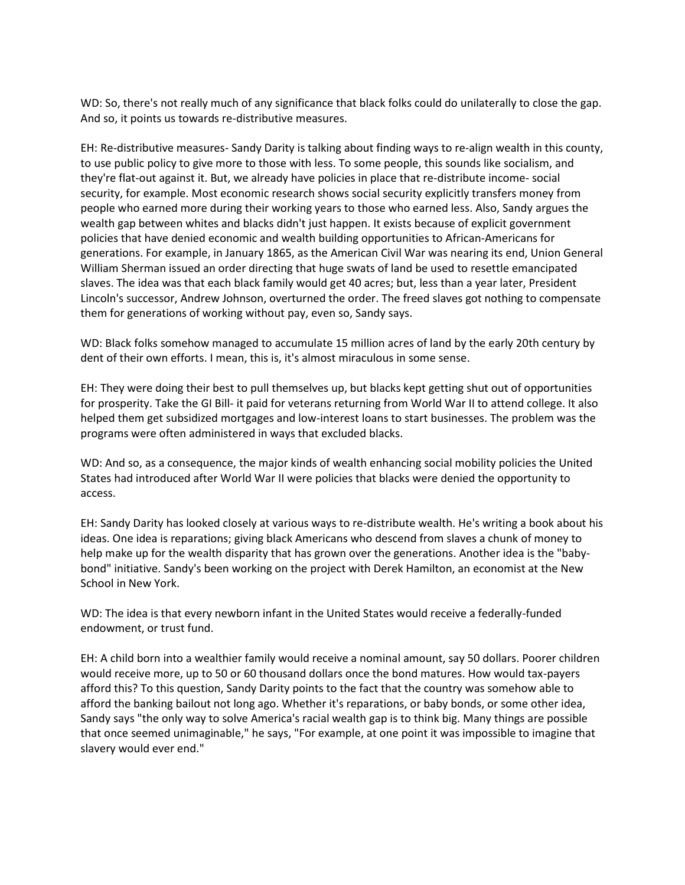WD: So, there's not really much of any significance that black folks could do unilaterally to close the gap. And so, it points us towards re-distributive measures.

EH: Re-distributive measures- Sandy Darity is talking about finding ways to re-align wealth in this county, to use public policy to give more to those with less. To some people, this sounds like socialism, and they're flat-out against it. But, we already have policies in place that re-distribute income- social security, for example. Most economic research shows social security explicitly transfers money from people who earned more during their working years to those who earned less. Also, Sandy argues the wealth gap between whites and blacks didn't just happen. It exists because of explicit government policies that have denied economic and wealth building opportunities to African-Americans for generations. For example, in January 1865, as the American Civil War was nearing its end, Union General William Sherman issued an order directing that huge swats of land be used to resettle emancipated slaves. The idea was that each black family would get 40 acres; but, less than a year later, President Lincoln's successor, Andrew Johnson, overturned the order. The freed slaves got nothing to compensate them for generations of working without pay, even so, Sandy says.

WD: Black folks somehow managed to accumulate 15 million acres of land by the early 20th century by dent of their own efforts. I mean, this is, it's almost miraculous in some sense.

EH: They were doing their best to pull themselves up, but blacks kept getting shut out of opportunities for prosperity. Take the GI Bill- it paid for veterans returning from World War II to attend college. It also helped them get subsidized mortgages and low-interest loans to start businesses. The problem was the programs were often administered in ways that excluded blacks.

WD: And so, as a consequence, the major kinds of wealth enhancing social mobility policies the United States had introduced after World War II were policies that blacks were denied the opportunity to access.

EH: Sandy Darity has looked closely at various ways to re-distribute wealth. He's writing a book about his ideas. One idea is reparations; giving black Americans who descend from slaves a chunk of money to help make up for the wealth disparity that has grown over the generations. Another idea is the "baby-bond" initiative. Sandy's been working on the project with Derek Hamilton, an economist at the New School in New York.

WD: The idea is that every newborn infant in the United States would receive a federally-funded endowment, or trust fund.

EH: A child born into a wealthier family would receive a nominal amount, say 50 dollars. Poorer children would receive more, up to 50 or 60 thousand dollars once the bond matures. How would tax-payers afford this? To this question, Sandy Darity points to the fact that the country was somehow able to afford the banking bailout not long ago. Whether it's reparations, or baby bonds, or some other idea, Sandy says "the only way to solve America's racial wealth gap is to think big. Many things are possible that once seemed unimaginable," he says, "For example, at one point it was impossible to imagine that slavery would ever end."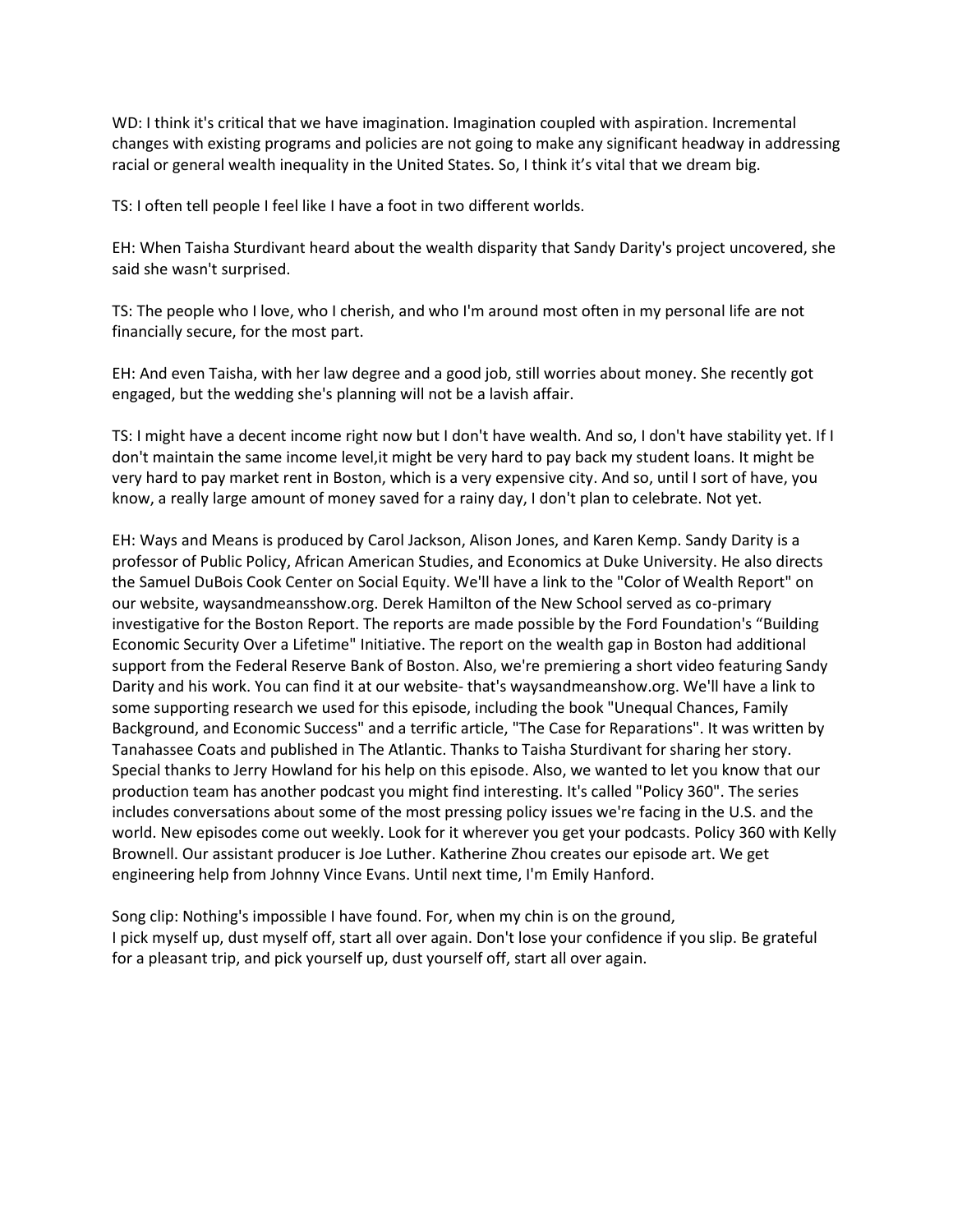WD: I think it's critical that we have imagination. Imagination coupled with aspiration. Incremental changes with existing programs and policies are not going to make any significant headway in addressing racial or general wealth inequality in the United States. So, I think it's vital that we dream big.

TS: I often tell people I feel like I have a foot in two different worlds.

EH: When Taisha Sturdivant heard about the wealth disparity that Sandy Darity's project uncovered, she said she wasn't surprised.

TS: The people who I love, who I cherish, and who I'm around most often in my personal life are not financially secure, for the most part.

EH: And even Taisha, with her law degree and a good job, still worries about money. She recently got engaged, but the wedding she's planning will not be a lavish affair.

TS: I might have a decent income right now but I don't have wealth. And so, I don't have stability yet. If I don't maintain the same income level,it might be very hard to pay back my student loans. It might be very hard to pay market rent in Boston, which is a very expensive city. And so, until I sort of have, you know, a really large amount of money saved for a rainy day, I don't plan to celebrate. Not yet.

EH: Ways and Means is produced by Carol Jackson, Alison Jones, and Karen Kemp. Sandy Darity is a professor of Public Policy, African American Studies, and Economics at Duke University. He also directs the Samuel DuBois Cook Center on Social Equity. We'll have a link to the "Color of Wealth Report" on our website, waysandmeansshow.org. Derek Hamilton of the New School served as co-primary investigative for the Boston Report. The reports are made possible by the Ford Foundation's "Building Economic Security Over a Lifetime" Initiative. The report on the wealth gap in Boston had additional support from the Federal Reserve Bank of Boston. Also, we're premiering a short video featuring Sandy Darity and his work. You can find it at our website- that's waysandmeanshow.org. We'll have a link to some supporting research we used for this episode, including the book "Unequal Chances, Family Background, and Economic Success" and a terrific article, "The Case for Reparations". It was written by Tanahassee Coats and published in The Atlantic. Thanks to Taisha Sturdivant for sharing her story. Special thanks to Jerry Howland for his help on this episode. Also, we wanted to let you know that our production team has another podcast you might find interesting. It's called "Policy 360". The series includes conversations about some of the most pressing policy issues we're facing in the U.S. and the world. New episodes come out weekly. Look for it wherever you get your podcasts. Policy 360 with Kelly Brownell. Our assistant producer is Joe Luther. Katherine Zhou creates our episode art. We get engineering help from Johnny Vince Evans. Until next time, I'm Emily Hanford.

Song clip: Nothing's impossible I have found. For, when my chin is on the ground,
I pick myself up, dust myself off, start all over again. Don't lose your confidence if you slip. Be grateful for a pleasant trip, and pick yourself up, dust yourself off, start all over again.